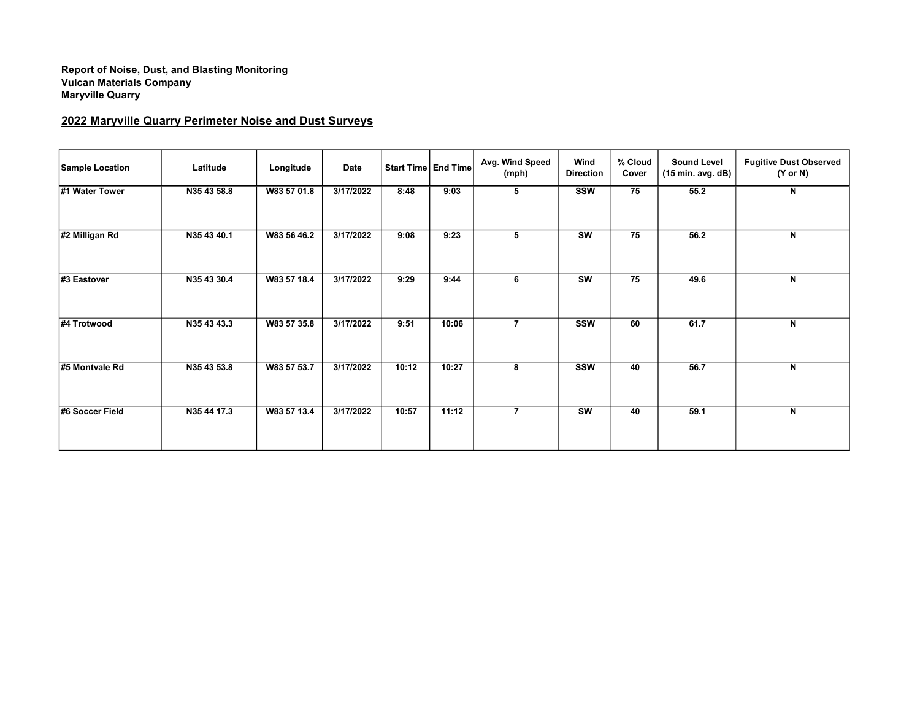**Report of Noise, Dust, and Blasting Monitoring**
**Vulcan Materials Company**
**Maryville Quarry**

## 2022 Maryville Quarry Perimeter Noise and Dust Surveys

| Sample Location | Latitude | Longitude | Date | Start Time | End Time | Avg. Wind Speed (mph) | Wind Direction | % Cloud Cover | Sound Level (15 min. avg. dB) | Fugitive Dust Observed (Y or N) |
|---|---|---|---|---|---|---|---|---|---|---|
| #1 Water Tower | N35 43 58.8 | W83 57 01.8 | 3/17/2022 | 8:48 | 9:03 | 5 | SSW | 75 | 55.2 | N |
| #2 Milligan Rd | N35 43 40.1 | W83 56 46.2 | 3/17/2022 | 9:08 | 9:23 | 5 | SW | 75 | 56.2 | N |
| #3 Eastover | N35 43 30.4 | W83 57 18.4 | 3/17/2022 | 9:29 | 9:44 | 6 | SW | 75 | 49.6 | N |
| #4 Trotwood | N35 43 43.3 | W83 57 35.8 | 3/17/2022 | 9:51 | 10:06 | 7 | SSW | 60 | 61.7 | N |
| #5 Montvale Rd | N35 43 53.8 | W83 57 53.7 | 3/17/2022 | 10:12 | 10:27 | 8 | SSW | 40 | 56.7 | N |
| #6 Soccer Field | N35 44 17.3 | W83 57 13.4 | 3/17/2022 | 10:57 | 11:12 | 7 | SW | 40 | 59.1 | N |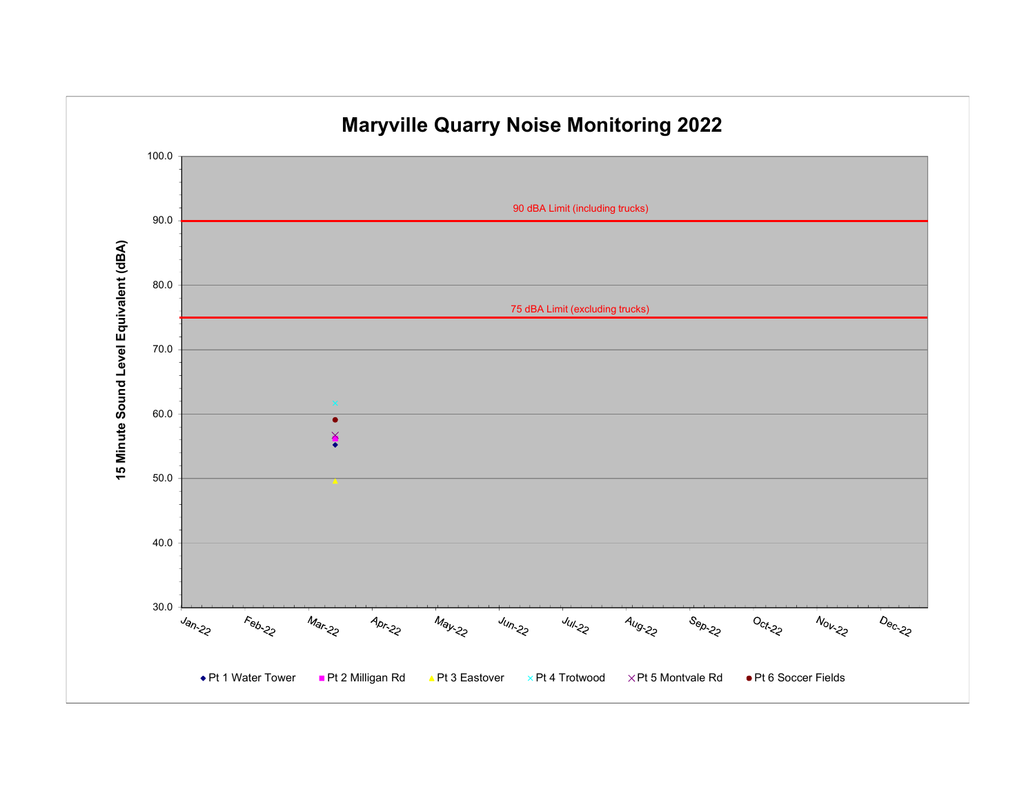# Maryville Quarry Noise Monitoring 2022

15 Minute Sound Level Equivalent (dBA)

100.0
90.0
80.0
70.0
60.0
50.0
40.0
30.0

90 dBA Limit (including trucks)

75 dBA Limit (excluding trucks)

Jan-22 Feb-22 Mar-22 Apr-22 May-22 Jun-22 Jul-22 Aug-22 Sep-22 Oct-22 Nov-22 Dec-22

Pt 1 Water Tower
Pt 2 Milligan Rd
Pt 3 Eastover
Pt 4 Trotwood
Pt 5 Montvale Rd
Pt 6 Soccer Fields